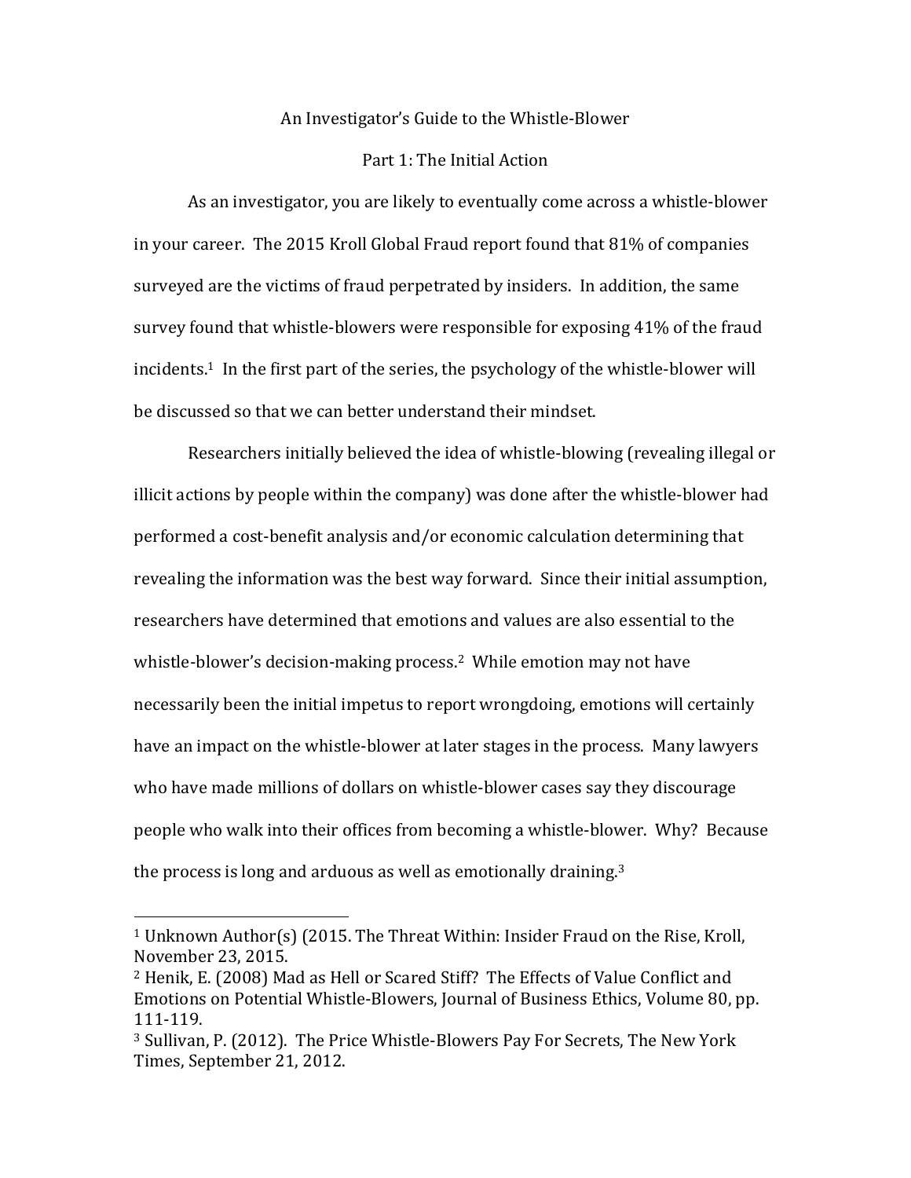# An Investigator's Guide to the Whistle-Blower

## Part 1: The Initial Action

As an investigator, you are likely to eventually come across a whistle-blower in your career. The 2015 Kroll Global Fraud report found that 81% of companies surveyed are the victims of fraud perpetrated by insiders. In addition, the same survey found that whistle-blowers were responsible for exposing 41% of the fraud incidents.[1] In the first part of the series, the psychology of the whistle-blower will be discussed so that we can better understand their mindset.

Researchers initially believed the idea of whistle-blowing (revealing illegal or illicit actions by people within the company) was done after the whistle-blower had performed a cost-benefit analysis and/or economic calculation determining that revealing the information was the best way forward. Since their initial assumption, researchers have determined that emotions and values are also essential to the whistle-blower's decision-making process.[2] While emotion may not have necessarily been the initial impetus to report wrongdoing, emotions will certainly have an impact on the whistle-blower at later stages in the process. Many lawyers who have made millions of dollars on whistle-blower cases say they discourage people who walk into their offices from becoming a whistle-blower. Why? Because the process is long and arduous as well as emotionally draining.[3]

---

[1] Unknown Author(s) (2015. The Threat Within: Insider Fraud on the Rise, Kroll, November 23, 2015.

[2] Henik, E. (2008) Mad as Hell or Scared Stiff? The Effects of Value Conflict and Emotions on Potential Whistle-Blowers, Journal of Business Ethics, Volume 80, pp. 111-119.

[3] Sullivan, P. (2012). The Price Whistle-Blowers Pay For Secrets, The New York Times, September 21, 2012.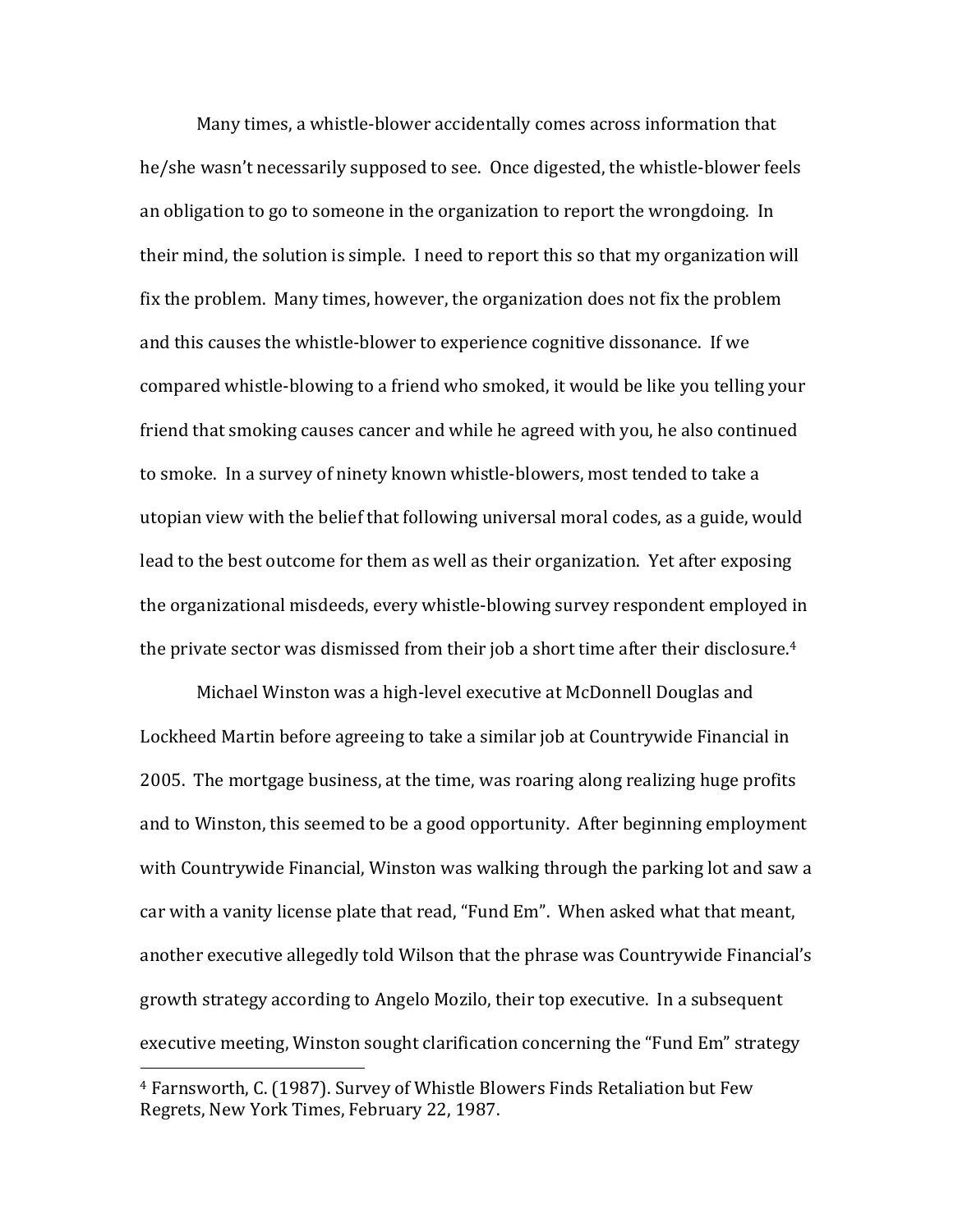Many times, a whistle-blower accidentally comes across information that he/she wasn't necessarily supposed to see. Once digested, the whistle-blower feels an obligation to go to someone in the organization to report the wrongdoing. In their mind, the solution is simple. I need to report this so that my organization will fix the problem. Many times, however, the organization does not fix the problem and this causes the whistle-blower to experience cognitive dissonance. If we compared whistle-blowing to a friend who smoked, it would be like you telling your friend that smoking causes cancer and while he agreed with you, he also continued to smoke. In a survey of ninety known whistle-blowers, most tended to take a utopian view with the belief that following universal moral codes, as a guide, would lead to the best outcome for them as well as their organization. Yet after exposing the organizational misdeeds, every whistle-blowing survey respondent employed in the private sector was dismissed from their job a short time after their disclosure.[4]

Michael Winston was a high-level executive at McDonnell Douglas and Lockheed Martin before agreeing to take a similar job at Countrywide Financial in 2005. The mortgage business, at the time, was roaring along realizing huge profits and to Winston, this seemed to be a good opportunity. After beginning employment with Countrywide Financial, Winston was walking through the parking lot and saw a car with a vanity license plate that read, "Fund Em". When asked what that meant, another executive allegedly told Wilson that the phrase was Countrywide Financial's growth strategy according to Angelo Mozilo, their top executive. In a subsequent executive meeting, Winston sought clarification concerning the "Fund Em" strategy

---

[4] Farnsworth, C. (1987). Survey of Whistle Blowers Finds Retaliation but Few Regrets, New York Times, February 22, 1987.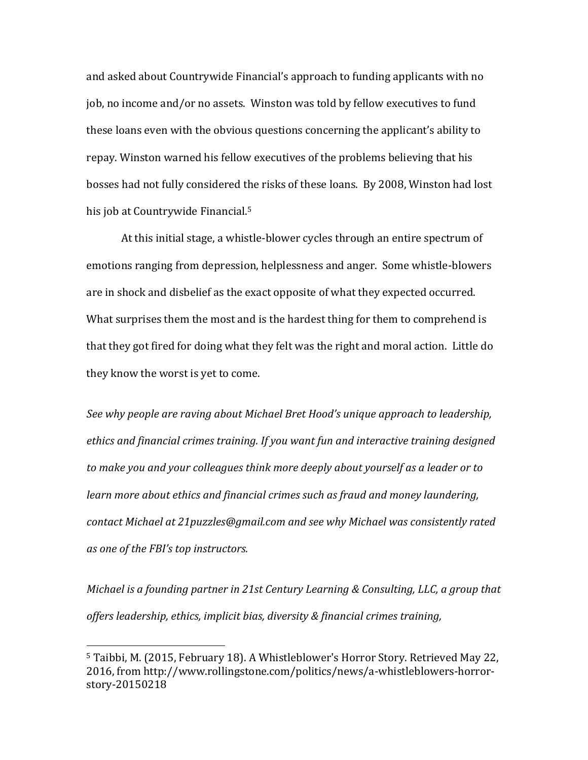and asked about Countrywide Financial's approach to funding applicants with no job, no income and/or no assets. Winston was told by fellow executives to fund these loans even with the obvious questions concerning the applicant's ability to repay. Winston warned his fellow executives of the problems believing that his bosses had not fully considered the risks of these loans. By 2008, Winston had lost his job at Countrywide Financial.[5]

At this initial stage, a whistle-blower cycles through an entire spectrum of emotions ranging from depression, helplessness and anger. Some whistle-blowers are in shock and disbelief as the exact opposite of what they expected occurred. What surprises them the most and is the hardest thing for them to comprehend is that they got fired for doing what they felt was the right and moral action. Little do they know the worst is yet to come.

*See why people are raving about Michael Bret Hood's unique approach to leadership, ethics and financial crimes training. If you want fun and interactive training designed to make you and your colleagues think more deeply about yourself as a leader or to learn more about ethics and financial crimes such as fraud and money laundering, contact Michael at 21puzzles@gmail.com and see why Michael was consistently rated as one of the FBI's top instructors.*

*Michael is a founding partner in 21st Century Learning & Consulting, LLC, a group that offers leadership, ethics, implicit bias, diversity & financial crimes training,*

---

[5] Taibbi, M. (2015, February 18). A Whistleblower's Horror Story. Retrieved May 22, 2016, from http://www.rollingstone.com/politics/news/a-whistleblowers-horror-story-20150218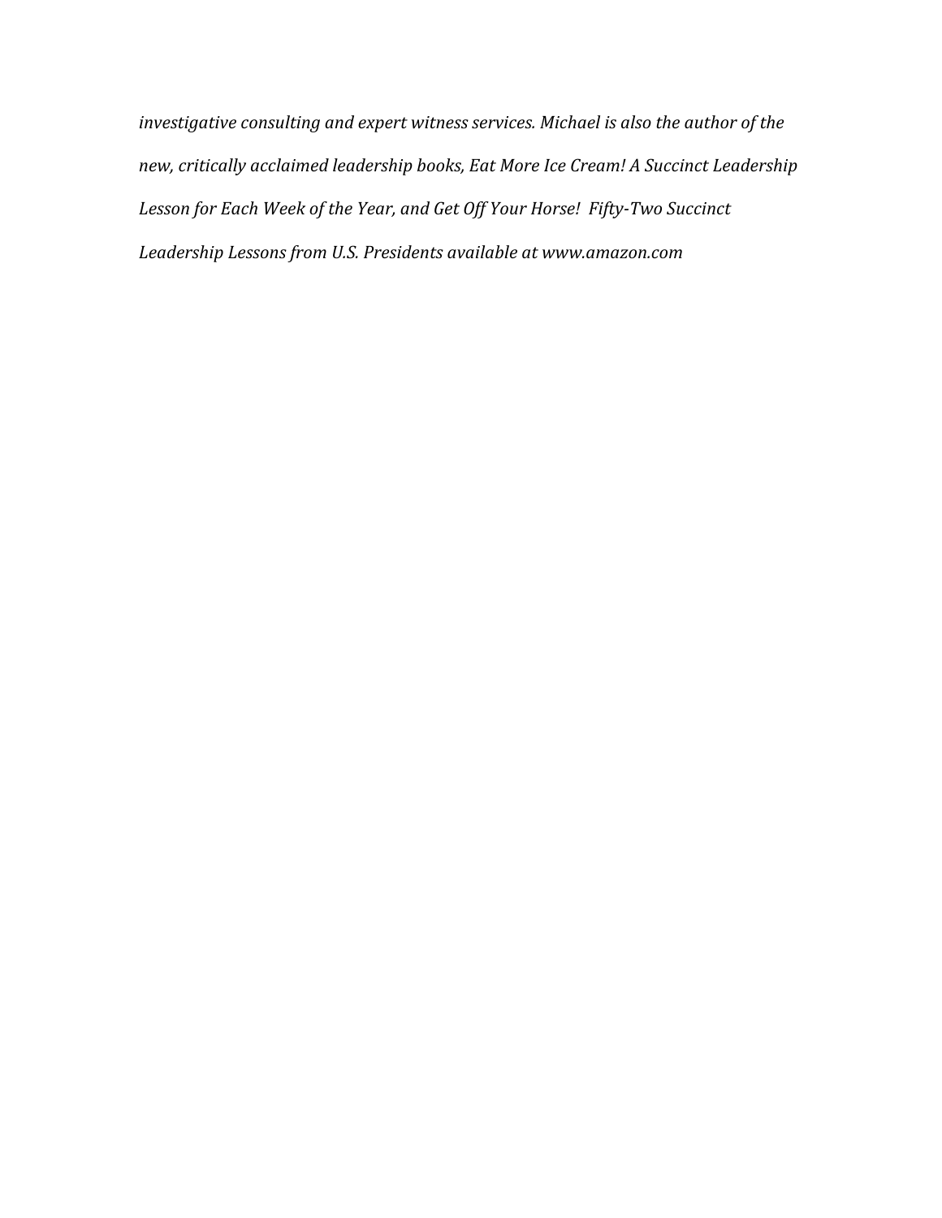*investigative consulting and expert witness services. Michael is also the author of the new, critically acclaimed leadership books, Eat More Ice Cream! A Succinct Leadership Lesson for Each Week of the Year, and Get Off Your Horse! Fifty-Two Succinct Leadership Lessons from U.S. Presidents available at www.amazon.com*